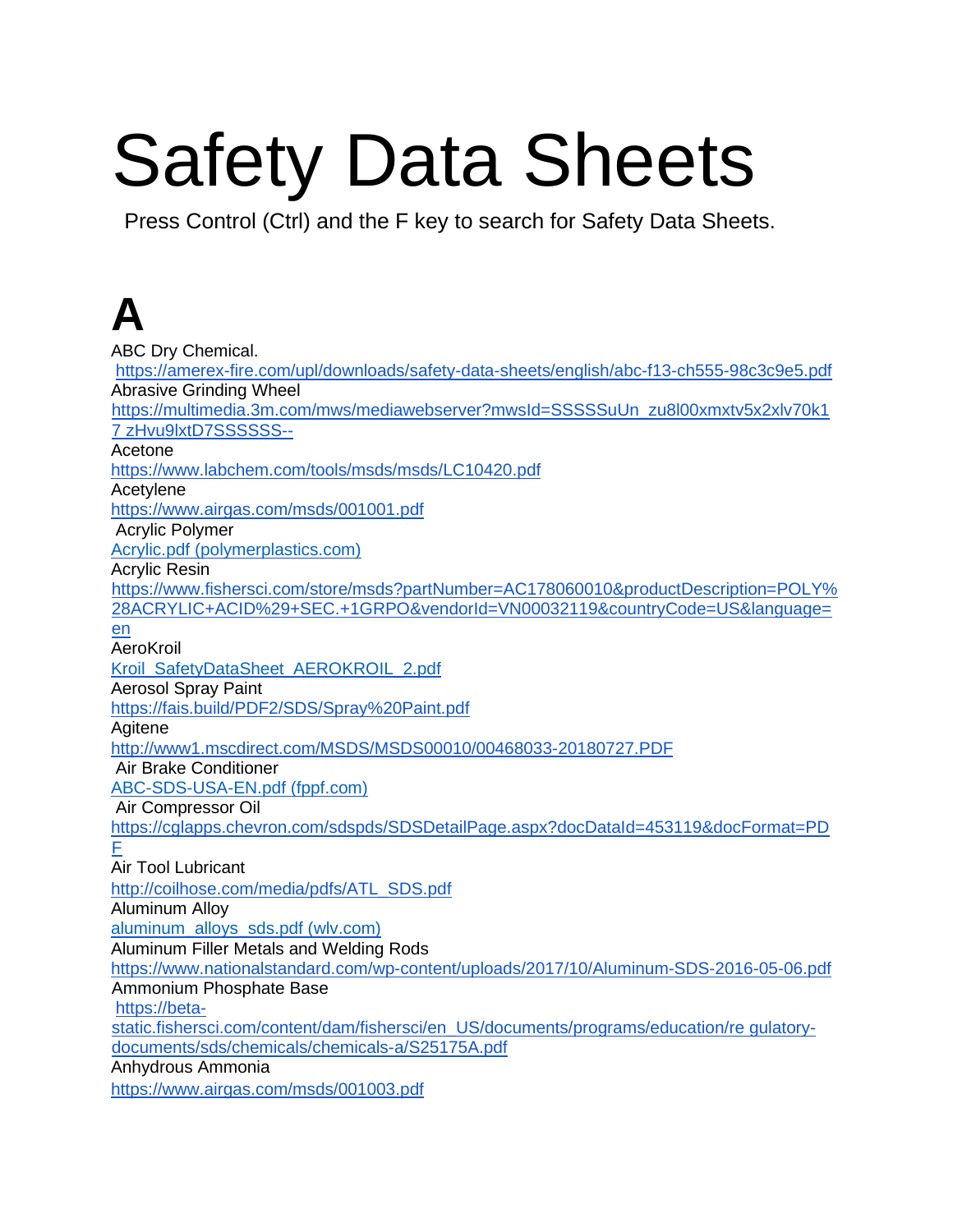# Safety Data Sheets

Press Control (Ctrl) and the F key to search for Safety Data Sheets.

## A

ABC Dry Chemical.
https://amerex-fire.com/upl/downloads/safety-data-sheets/english/abc-f13-ch555-98c3c9e5.pdf

Abrasive Grinding Wheel
https://multimedia.3m.com/mws/mediawebserver?mwsId=SSSSSuUn_zu8l00xmxtv5x2xlv70k17 zHvu9lxtD7SSSSSS--

Acetone
https://www.labchem.com/tools/msds/msds/LC10420.pdf

Acetylene
https://www.airgas.com/msds/001001.pdf

Acrylic Polymer
Acrylic.pdf (polymerplastics.com)

Acrylic Resin
https://www.fishersci.com/store/msds?partNumber=AC178060010&productDescription=POLY%28ACRYLIC+ACID%29+SEC.+1GRPO&vendorId=VN00032119&countryCode=US&language=en

AeroKroil
Kroil_SafetyDataSheet_AEROKROIL_2.pdf

Aerosol Spray Paint
https://fais.build/PDF2/SDS/Spray%20Paint.pdf

Agitene
http://www1.mscdirect.com/MSDS/MSDS00010/00468033-20180727.PDF

Air Brake Conditioner
ABC-SDS-USA-EN.pdf (fppf.com)

Air Compressor Oil
https://cglapps.chevron.com/sdspds/SDSDetailPage.aspx?docDataId=453119&docFormat=PDF

Air Tool Lubricant
http://coilhose.com/media/pdfs/ATL_SDS.pdf

Aluminum Alloy
aluminum_alloys_sds.pdf (wlv.com)

Aluminum Filler Metals and Welding Rods
https://www.nationalstandard.com/wp-content/uploads/2017/10/Aluminum-SDS-2016-05-06.pdf

Ammonium Phosphate Base
https://beta-static.fishersci.com/content/dam/fishersci/en_US/documents/programs/education/re gulatory-documents/sds/chemicals/chemicals-a/S25175A.pdf

Anhydrous Ammonia
https://www.airgas.com/msds/001003.pdf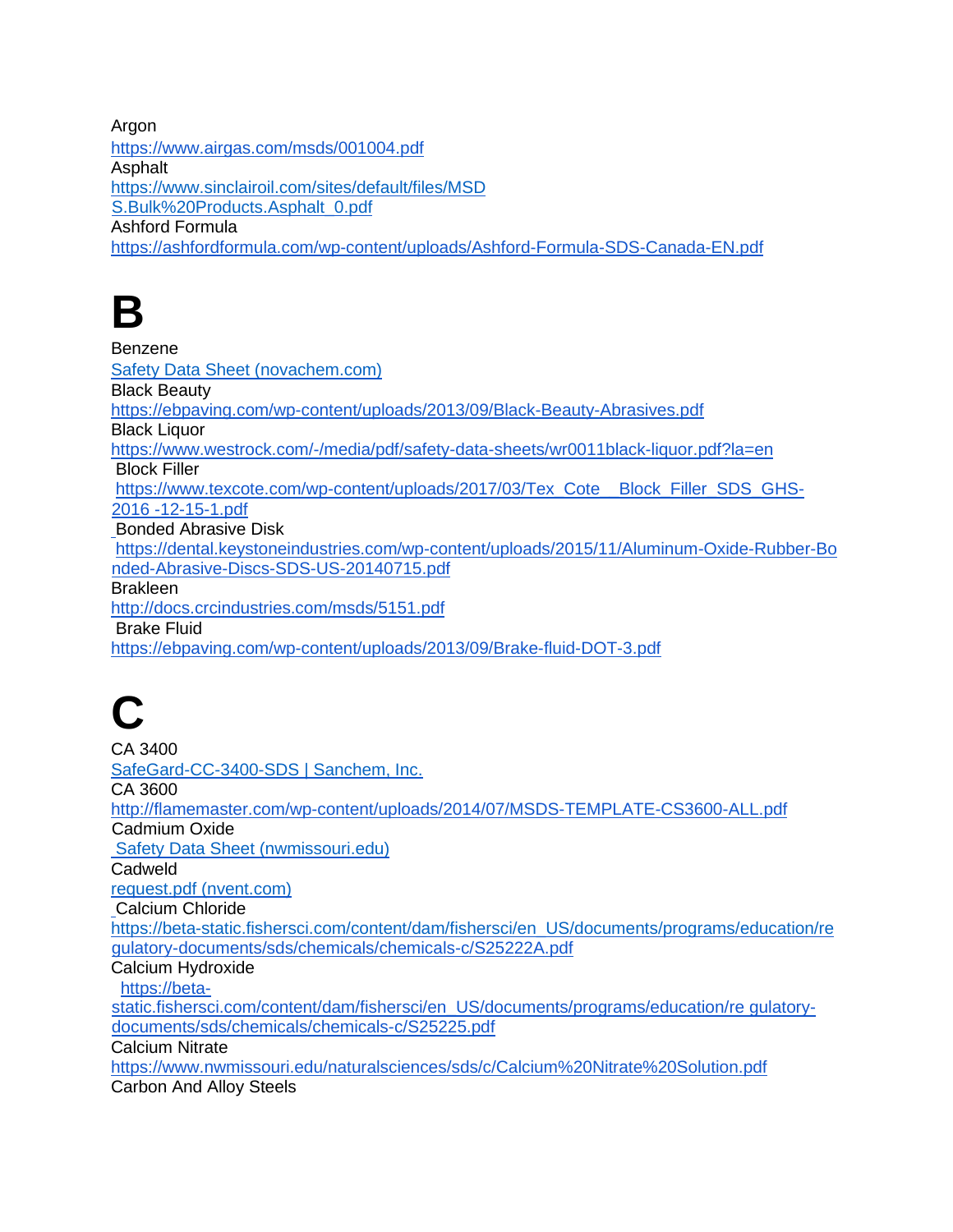Argon
https://www.airgas.com/msds/001004.pdf
Asphalt
https://www.sinclairoil.com/sites/default/files/MSDS.Bulk%20Products.Asphalt_0.pdf
Ashford Formula
https://ashfordformula.com/wp-content/uploads/Ashford-Formula-SDS-Canada-EN.pdf

# B

Benzene
Safety Data Sheet (novachem.com)
Black Beauty
https://ebpaving.com/wp-content/uploads/2013/09/Black-Beauty-Abrasives.pdf
Black Liquor
https://www.westrock.com/-/media/pdf/safety-data-sheets/wr0011black-liquor.pdf?la=en
Block Filler
https://www.texcote.com/wp-content/uploads/2017/03/Tex_Cote__Block_Filler_SDS_GHS-2016 -12-15-1.pdf
Bonded Abrasive Disk
https://dental.keystoneindustries.com/wp-content/uploads/2015/11/Aluminum-Oxide-Rubber-Bonded-Abrasive-Discs-SDS-US-20140715.pdf
Brakleen
http://docs.crcindustries.com/msds/5151.pdf
Brake Fluid
https://ebpaving.com/wp-content/uploads/2013/09/Brake-fluid-DOT-3.pdf

# C

CA 3400
SafeGard-CC-3400-SDS | Sanchem, Inc.
CA 3600
http://flamemaster.com/wp-content/uploads/2014/07/MSDS-TEMPLATE-CS3600-ALL.pdf
Cadmium Oxide
Safety Data Sheet (nwmissouri.edu)
Cadweld
request.pdf (nvent.com)
Calcium Chloride
https://beta-static.fishersci.com/content/dam/fishersci/en_US/documents/programs/education/regulatory-documents/sds/chemicals/chemicals-c/S25222A.pdf
Calcium Hydroxide
https://beta-static.fishersci.com/content/dam/fishersci/en_US/documents/programs/education/re gulatory-documents/sds/chemicals/chemicals-c/S25225.pdf
Calcium Nitrate
https://www.nwmissouri.edu/naturalsciences/sds/c/Calcium%20Nitrate%20Solution.pdf
Carbon And Alloy Steels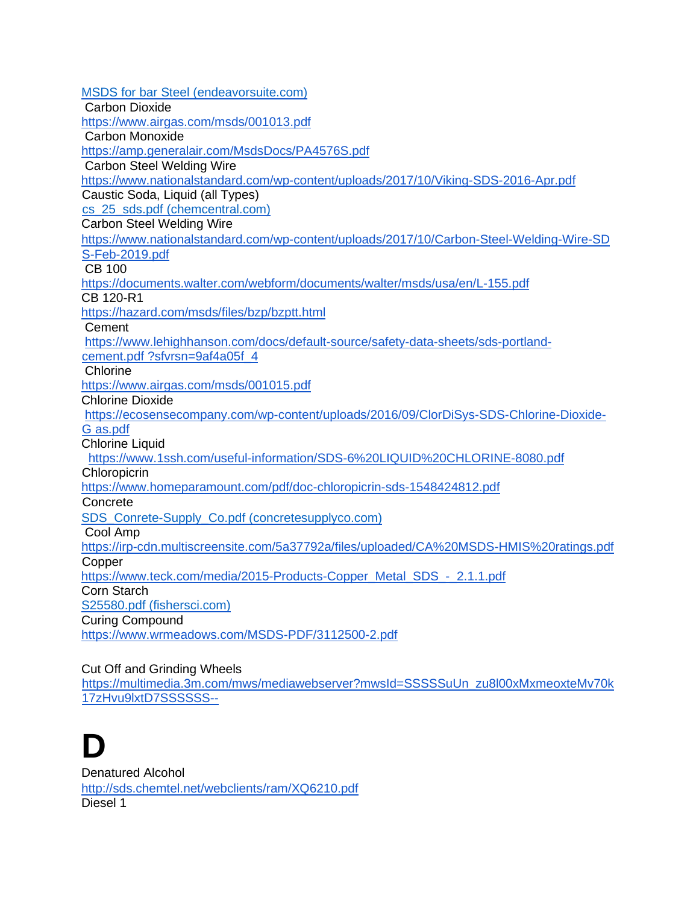[MSDS for bar Steel (endeavorsuite.com)](MSDS for bar Steel (endeavorsuite.com))

Carbon Dioxide
https://www.airgas.com/msds/001013.pdf

Carbon Monoxide
https://amp.generalair.com/MsdsDocs/PA4576S.pdf

Carbon Steel Welding Wire
https://www.nationalstandard.com/wp-content/uploads/2017/10/Viking-SDS-2016-Apr.pdf

Caustic Soda, Liquid (all Types)
cs_25_sds.pdf (chemcentral.com)

Carbon Steel Welding Wire
https://www.nationalstandard.com/wp-content/uploads/2017/10/Carbon-Steel-Welding-Wire-SDS-Feb-2019.pdf

CB 100
https://documents.walter.com/webform/documents/walter/msds/usa/en/L-155.pdf

CB 120-R1
https://hazard.com/msds/files/bzp/bzptt.html

Cement
https://www.lehighhanson.com/docs/default-source/safety-data-sheets/sds-portland-cement.pdf ?sfvrsn=9af4a05f_4

Chlorine
https://www.airgas.com/msds/001015.pdf

Chlorine Dioxide
https://ecosensecompany.com/wp-content/uploads/2016/09/ClorDiSys-SDS-Chlorine-Dioxide-G as.pdf

Chlorine Liquid
https://www.1ssh.com/useful-information/SDS-6%20LIQUID%20CHLORINE-8080.pdf

Chloropicrin
https://www.homeparamount.com/pdf/doc-chloropicrin-sds-1548424812.pdf

Concrete
SDS_Conrete-Supply_Co.pdf (concretesupplyco.com)

Cool Amp
https://irp-cdn.multiscreensite.com/5a37792a/files/uploaded/CA%20MSDS-HMIS%20ratings.pdf

Copper
https://www.teck.com/media/2015-Products-Copper_Metal_SDS_-_2.1.1.pdf

Corn Starch
S25580.pdf (fishersci.com)

Curing Compound
https://www.wrmeadows.com/MSDS-PDF/3112500-2.pdf

Cut Off and Grinding Wheels
https://multimedia.3m.com/mws/mediawebserver?mwsId=SSSSSuUn_zu8l00xMxmeoxteMv70k17zHvu9lxtD7SSSSSS--

# D

Denatured Alcohol
http://sds.chemtel.net/webclients/ram/XQ6210.pdf

Diesel 1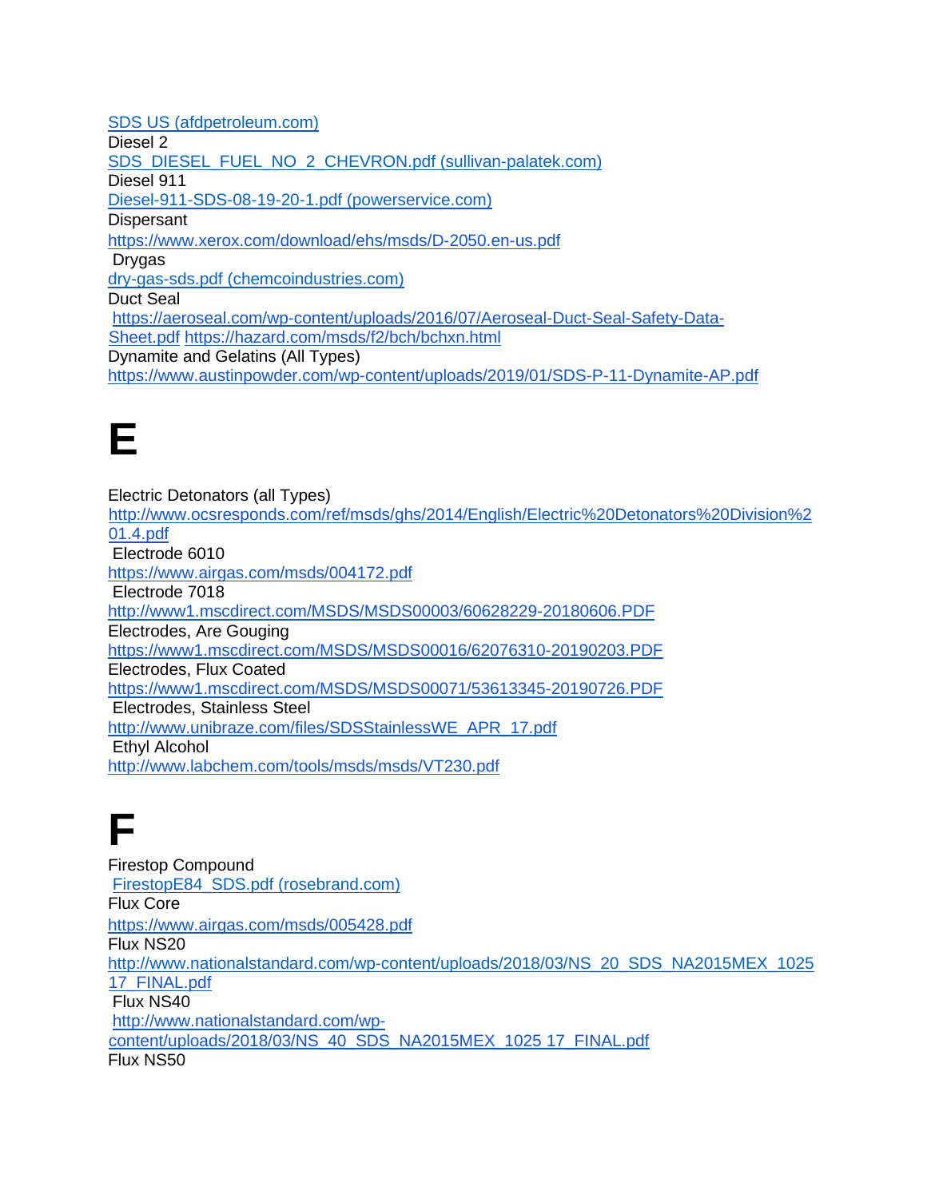SDS US (afdpetroleum.com)

Diesel 2

SDS_DIESEL_FUEL_NO_2_CHEVRON.pdf (sullivan-palatek.com)

Diesel 911

Diesel-911-SDS-08-19-20-1.pdf (powerservice.com)

Dispersant

https://www.xerox.com/download/ehs/msds/D-2050.en-us.pdf

Drygas

dry-gas-sds.pdf (chemcoindustries.com)

Duct Seal

https://aeroseal.com/wp-content/uploads/2016/07/Aeroseal-Duct-Seal-Safety-Data-Sheet.pdf https://hazard.com/msds/f2/bch/bchxn.html

Dynamite and Gelatins (All Types)

https://www.austinpowder.com/wp-content/uploads/2019/01/SDS-P-11-Dynamite-AP.pdf

# E

Electric Detonators (all Types)

http://www.ocsresponds.com/ref/msds/ghs/2014/English/Electric%20Detonators%20Division%201.4.pdf

Electrode 6010

https://www.airgas.com/msds/004172.pdf

Electrode 7018

http://www1.mscdirect.com/MSDS/MSDS00003/60628229-20180606.PDF

Electrodes, Are Gouging

https://www1.mscdirect.com/MSDS/MSDS00016/62076310-20190203.PDF

Electrodes, Flux Coated

https://www1.mscdirect.com/MSDS/MSDS00071/53613345-20190726.PDF

Electrodes, Stainless Steel

http://www.unibraze.com/files/SDSStainlessWE_APR_17.pdf

Ethyl Alcohol

http://www.labchem.com/tools/msds/msds/VT230.pdf

# F

Firestop Compound

FirestopE84_SDS.pdf (rosebrand.com)

Flux Core

https://www.airgas.com/msds/005428.pdf

Flux NS20

http://www.nationalstandard.com/wp-content/uploads/2018/03/NS_20_SDS_NA2015MEX_102517_FINAL.pdf

Flux NS40

http://www.nationalstandard.com/wp-content/uploads/2018/03/NS_40_SDS_NA2015MEX_1025 17_FINAL.pdf

Flux NS50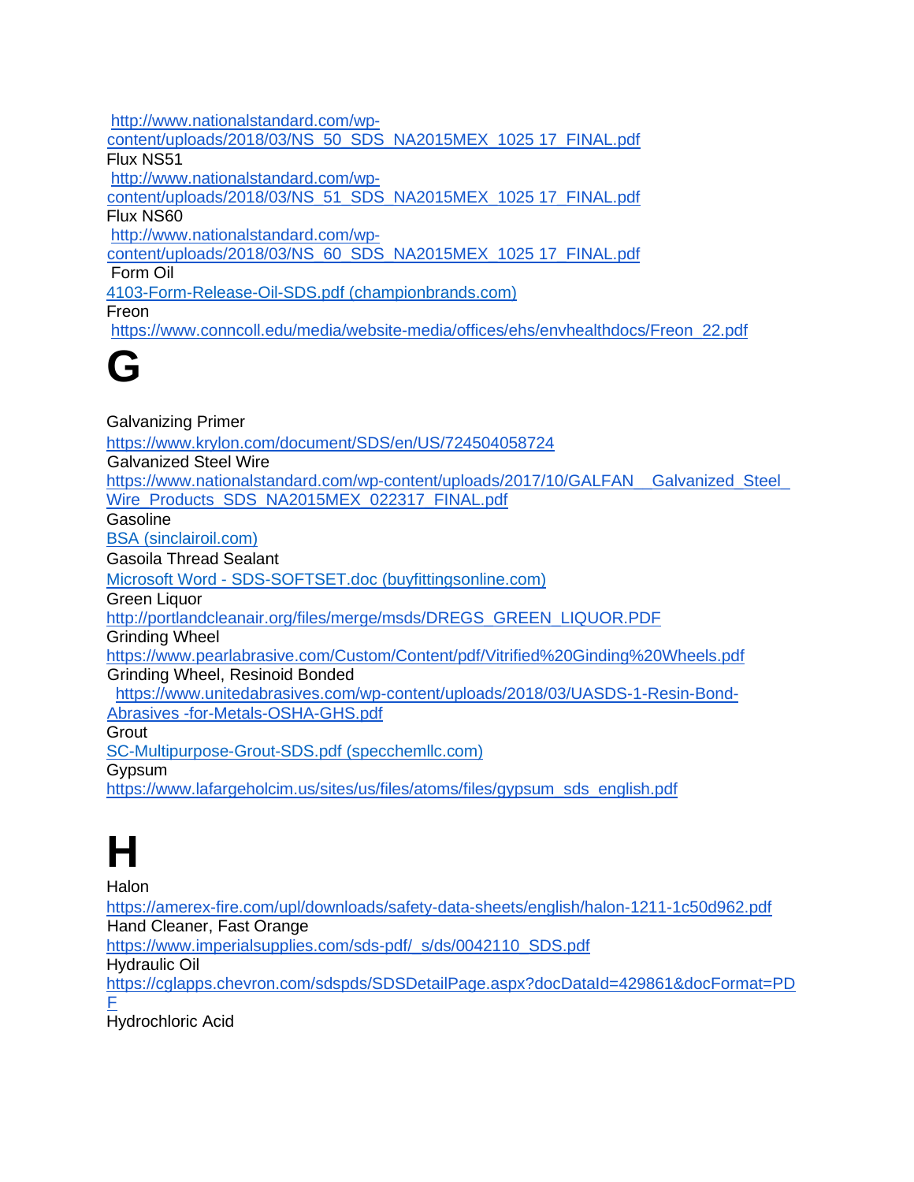http://www.nationalstandard.com/wp-content/uploads/2018/03/NS_50_SDS_NA2015MEX_1025 17_FINAL.pdf

Flux NS51

http://www.nationalstandard.com/wp-content/uploads/2018/03/NS_51_SDS_NA2015MEX_1025 17_FINAL.pdf

Flux NS60

http://www.nationalstandard.com/wp-content/uploads/2018/03/NS_60_SDS_NA2015MEX_1025 17_FINAL.pdf

Form Oil

4103-Form-Release-Oil-SDS.pdf (championbrands.com)

Freon

https://www.conncoll.edu/media/website-media/offices/ehs/envhealthdocs/Freon_22.pdf

# G

Galvanizing Primer

https://www.krylon.com/document/SDS/en/US/724504058724

Galvanized Steel Wire

https://www.nationalstandard.com/wp-content/uploads/2017/10/GALFAN__Galvanized_Steel_Wire_Products_SDS_NA2015MEX_022317_FINAL.pdf

Gasoline

BSA (sinclairoil.com)

Gasoila Thread Sealant

Microsoft Word - SDS-SOFTSET.doc (buyfittingsonline.com)

Green Liquor

http://portlandcleanair.org/files/merge/msds/DREGS_GREEN_LIQUOR.PDF

Grinding Wheel

https://www.pearlabrasive.com/Custom/Content/pdf/Vitrified%20Ginding%20Wheels.pdf

Grinding Wheel, Resinoid Bonded

https://www.unitedabrasives.com/wp-content/uploads/2018/03/UASDS-1-Resin-Bond-Abrasives -for-Metals-OSHA-GHS.pdf

Grout

SC-Multipurpose-Grout-SDS.pdf (specchemllc.com)

Gypsum

https://www.lafargeholcim.us/sites/us/files/atoms/files/gypsum_sds_english.pdf

# H

Halon

https://amerex-fire.com/upl/downloads/safety-data-sheets/english/halon-1211-1c50d962.pdf

Hand Cleaner, Fast Orange

https://www.imperialsupplies.com/sds-pdf/_s/ds/0042110_SDS.pdf

Hydraulic Oil

https://cglapps.chevron.com/sdspds/SDSDetailPage.aspx?docDataId=429861&docFormat=PDF

Hydrochloric Acid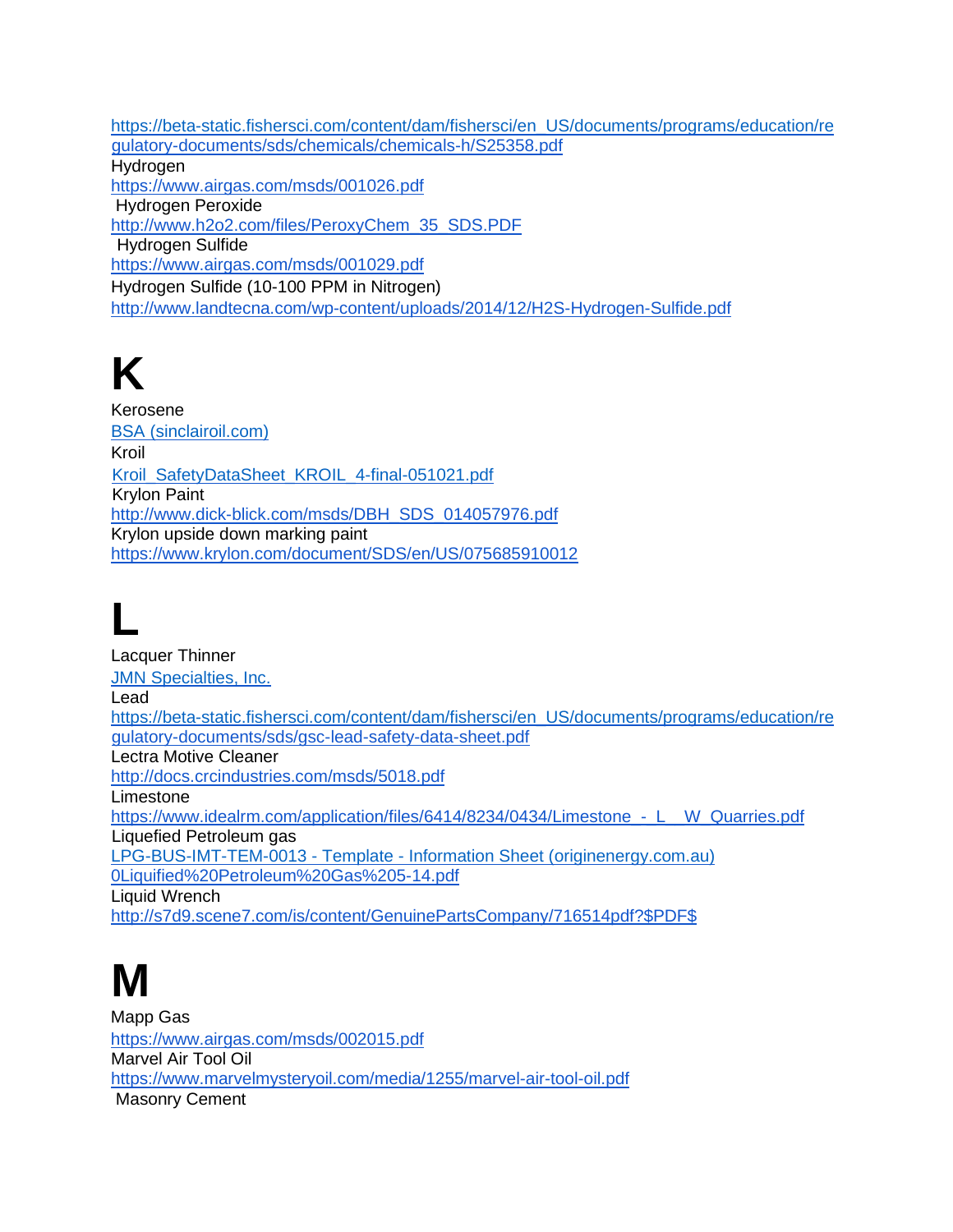https://beta-static.fishersci.com/content/dam/fishersci/en_US/documents/programs/education/regulatory-documents/sds/chemicals/chemicals-h/S25358.pdf

Hydrogen

https://www.airgas.com/msds/001026.pdf

Hydrogen Peroxide

http://www.h2o2.com/files/PeroxyChem_35_SDS.PDF

Hydrogen Sulfide

https://www.airgas.com/msds/001029.pdf

Hydrogen Sulfide (10-100 PPM in Nitrogen)

http://www.landtecna.com/wp-content/uploads/2014/12/H2S-Hydrogen-Sulfide.pdf

# K

Kerosene

BSA (sinclairoil.com)

Kroil

Kroil_SafetyDataSheet_KROIL_4-final-051021.pdf

Krylon Paint

http://www.dick-blick.com/msds/DBH_SDS_014057976.pdf

Krylon upside down marking paint

https://www.krylon.com/document/SDS/en/US/075685910012

# L

Lacquer Thinner

JMN Specialties, Inc.

Lead

https://beta-static.fishersci.com/content/dam/fishersci/en_US/documents/programs/education/regulatory-documents/sds/gsc-lead-safety-data-sheet.pdf

Lectra Motive Cleaner

http://docs.crcindustries.com/msds/5018.pdf

Limestone

https://www.idealrm.com/application/files/6414/8234/0434/Limestone_-_L__W_Quarries.pdf

Liquefied Petroleum gas

LPG-BUS-IMT-TEM-0013 - Template - Information Sheet (originenergy.com.au)
0Liquified%20Petroleum%20Gas%205-14.pdf

Liquid Wrench

http://s7d9.scene7.com/is/content/GenuinePartsCompany/716514pdf?$PDF$

# M

Mapp Gas

https://www.airgas.com/msds/002015.pdf

Marvel Air Tool Oil

https://www.marvelmysteryoil.com/media/1255/marvel-air-tool-oil.pdf

Masonry Cement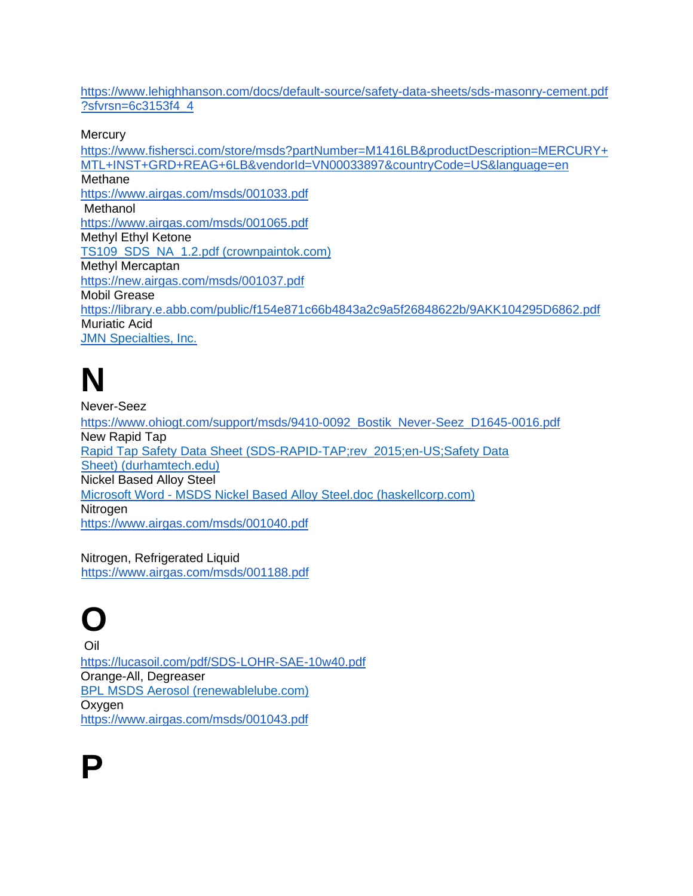https://www.lehighhanson.com/docs/default-source/safety-data-sheets/sds-masonry-cement.pdf?sfvrsn=6c3153f4_4

Mercury
https://www.fishersci.com/store/msds?partNumber=M1416LB&productDescription=MERCURY+MTL+INST+GRD+REAG+6LB&vendorId=VN00033897&countryCode=US&language=en
Methane
https://www.airgas.com/msds/001033.pdf
Methanol
https://www.airgas.com/msds/001065.pdf
Methyl Ethyl Ketone
TS109_SDS_NA_1.2.pdf (crownpaintok.com)
Methyl Mercaptan
https://new.airgas.com/msds/001037.pdf
Mobil Grease
https://library.e.abb.com/public/f154e871c66b4843a2c9a5f26848622b/9AKK104295D6862.pdf
Muriatic Acid
JMN Specialties, Inc.

# N

Never-Seez
https://www.ohiogt.com/support/msds/9410-0092_Bostik_Never-Seez_D1645-0016.pdf
New Rapid Tap
Rapid Tap Safety Data Sheet (SDS-RAPID-TAP;rev_2015;en-US;Safety Data Sheet) (durhamtech.edu)
Nickel Based Alloy Steel
Microsoft Word - MSDS Nickel Based Alloy Steel.doc (haskellcorp.com)
Nitrogen
https://www.airgas.com/msds/001040.pdf

Nitrogen, Refrigerated Liquid
https://www.airgas.com/msds/001188.pdf

# O

Oil
https://lucasoil.com/pdf/SDS-LOHR-SAE-10w40.pdf
Orange-All, Degreaser
BPL MSDS Aerosol (renewablelube.com)
Oxygen
https://www.airgas.com/msds/001043.pdf

# P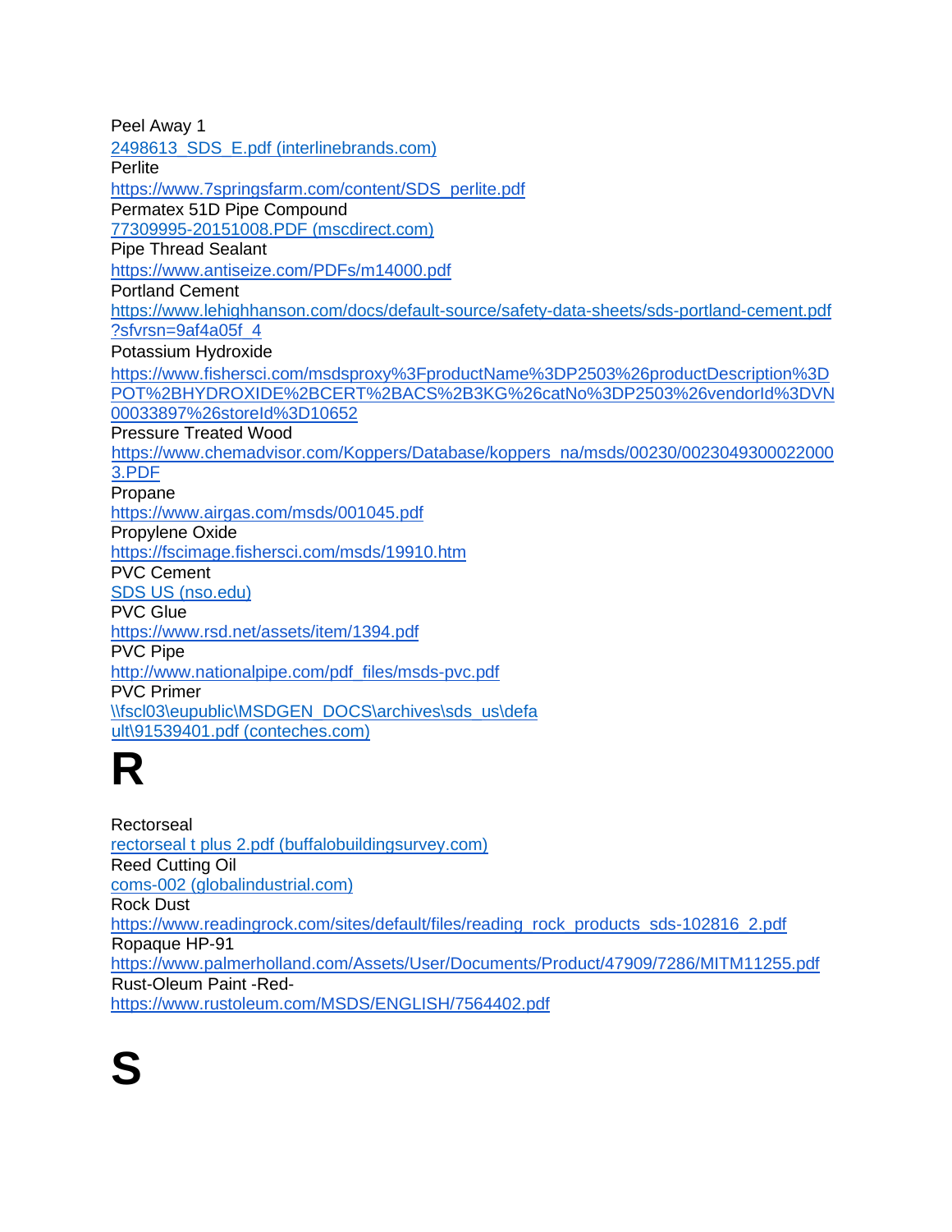Peel Away 1
2498613_SDS_E.pdf (interlinebrands.com)
Perlite
https://www.7springsfarm.com/content/SDS_perlite.pdf
Permatex 51D Pipe Compound
77309995-20151008.PDF (mscdirect.com)
Pipe Thread Sealant
https://www.antiseize.com/PDFs/m14000.pdf
Portland Cement
https://www.lehighhanson.com/docs/default-source/safety-data-sheets/sds-portland-cement.pdf?sfvrsn=9af4a05f_4
Potassium Hydroxide
https://www.fishersci.com/msdsproxy%3FproductName%3DP2503%26productDescription%3DPOT%2BHYDROXIDE%2BCERT%2BACS%2B3KG%26catNo%3DP2503%26vendorId%3DVN00033897%26storeId%3D10652
Pressure Treated Wood
https://www.chemadvisor.com/Koppers/Database/koppers_na/msds/00230/00230493000220003.PDF
Propane
https://www.airgas.com/msds/001045.pdf
Propylene Oxide
https://fscimage.fishersci.com/msds/19910.htm
PVC Cement
SDS US (nso.edu)
PVC Glue
https://www.rsd.net/assets/item/1394.pdf
PVC Pipe
http://www.nationalpipe.com/pdf_files/msds-pvc.pdf
PVC Primer
\\fscl03\eupublic\MSDGEN_DOCS\archives\sds_us\default\91539401.pdf (conteches.com)

# R

Rectorseal
rectorseal t plus 2.pdf (buffalobuildingsurvey.com)
Reed Cutting Oil
coms-002 (globalindustrial.com)
Rock Dust
https://www.readingrock.com/sites/default/files/reading_rock_products_sds-102816_2.pdf
Ropaque HP-91
https://www.palmerholland.com/Assets/User/Documents/Product/47909/7286/MITM11255.pdf
Rust-Oleum Paint -Red-
https://www.rustoleum.com/MSDS/ENGLISH/7564402.pdf

# S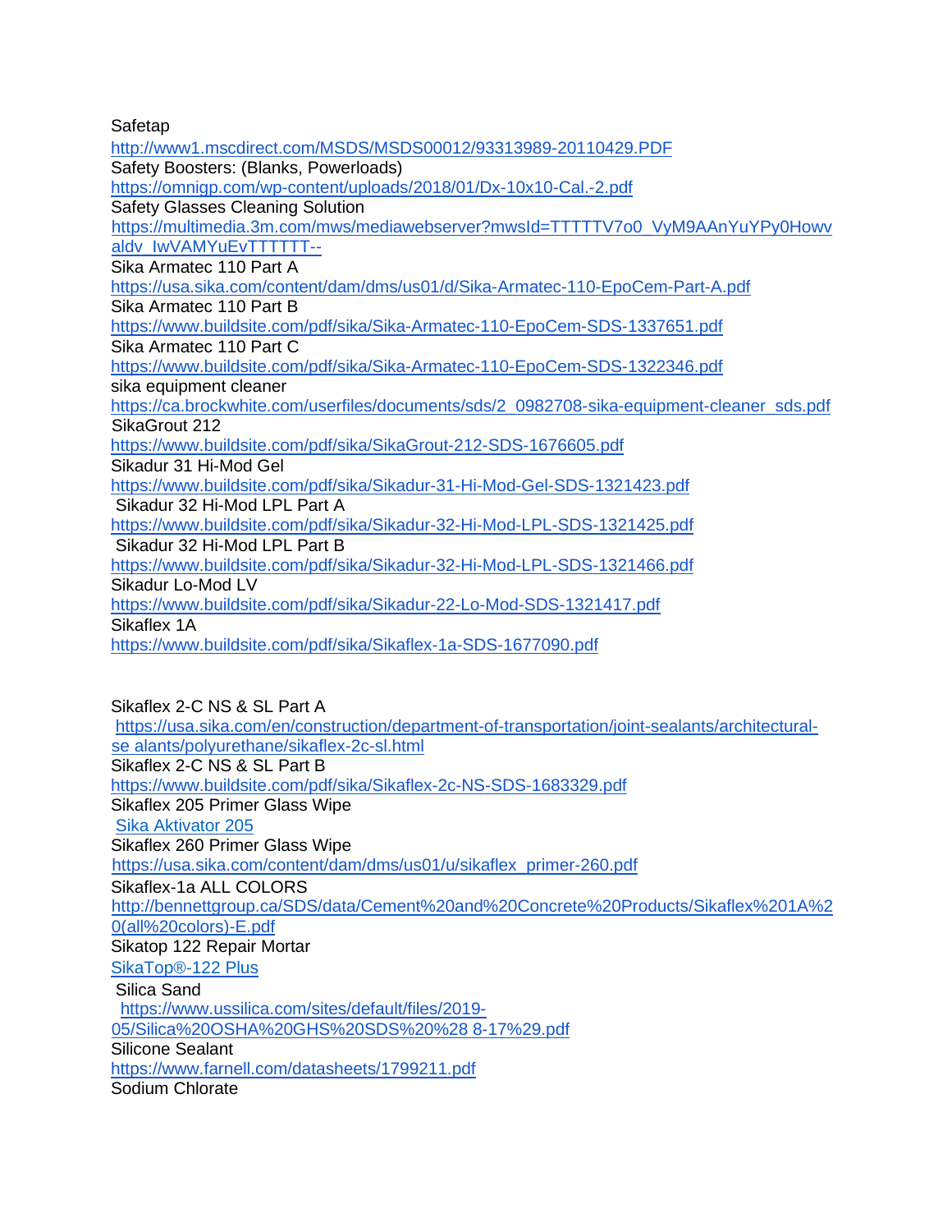Safetap

http://www1.mscdirect.com/MSDS/MSDS00012/93313989-20110429.PDF

Safety Boosters: (Blanks, Powerloads)

https://omnigp.com/wp-content/uploads/2018/01/Dx-10x10-Cal.-2.pdf

Safety Glasses Cleaning Solution

https://multimedia.3m.com/mws/mediawebserver?mwsId=TTTTTV7o0_VyM9AAnYuYPy0Howvaldv_IwVAMYuEvTTTTTT--

Sika Armatec 110 Part A

https://usa.sika.com/content/dam/dms/us01/d/Sika-Armatec-110-EpoCem-Part-A.pdf

Sika Armatec 110 Part B

https://www.buildsite.com/pdf/sika/Sika-Armatec-110-EpoCem-SDS-1337651.pdf

Sika Armatec 110 Part C

https://www.buildsite.com/pdf/sika/Sika-Armatec-110-EpoCem-SDS-1322346.pdf

sika equipment cleaner

https://ca.brockwhite.com/userfiles/documents/sds/2_0982708-sika-equipment-cleaner_sds.pdf

SikaGrout 212

https://www.buildsite.com/pdf/sika/SikaGrout-212-SDS-1676605.pdf

Sikadur 31 Hi-Mod Gel

https://www.buildsite.com/pdf/sika/Sikadur-31-Hi-Mod-Gel-SDS-1321423.pdf

Sikadur 32 Hi-Mod LPL Part A

https://www.buildsite.com/pdf/sika/Sikadur-32-Hi-Mod-LPL-SDS-1321425.pdf

Sikadur 32 Hi-Mod LPL Part B

https://www.buildsite.com/pdf/sika/Sikadur-32-Hi-Mod-LPL-SDS-1321466.pdf

Sikadur Lo-Mod LV

https://www.buildsite.com/pdf/sika/Sikadur-22-Lo-Mod-SDS-1321417.pdf

Sikaflex 1A

https://www.buildsite.com/pdf/sika/Sikaflex-1a-SDS-1677090.pdf

Sikaflex 2-C NS & SL Part A

https://usa.sika.com/en/construction/department-of-transportation/joint-sealants/architectural-se alants/polyurethane/sikaflex-2c-sl.html

Sikaflex 2-C NS & SL Part B

https://www.buildsite.com/pdf/sika/Sikaflex-2c-NS-SDS-1683329.pdf

Sikaflex 205 Primer Glass Wipe

Sika Aktivator 205

Sikaflex 260 Primer Glass Wipe

https://usa.sika.com/content/dam/dms/us01/u/sikaflex_primer-260.pdf

Sikaflex-1a ALL COLORS

http://bennettgroup.ca/SDS/data/Cement%20and%20Concrete%20Products/Sikaflex%201A%20(all%20colors)-E.pdf

Sikatop 122 Repair Mortar

SikaTop®-122 Plus

Silica Sand

https://www.ussilica.com/sites/default/files/2019-05/Silica%20OSHA%20GHS%20SDS%20%28 8-17%29.pdf

Silicone Sealant

https://www.farnell.com/datasheets/1799211.pdf

Sodium Chlorate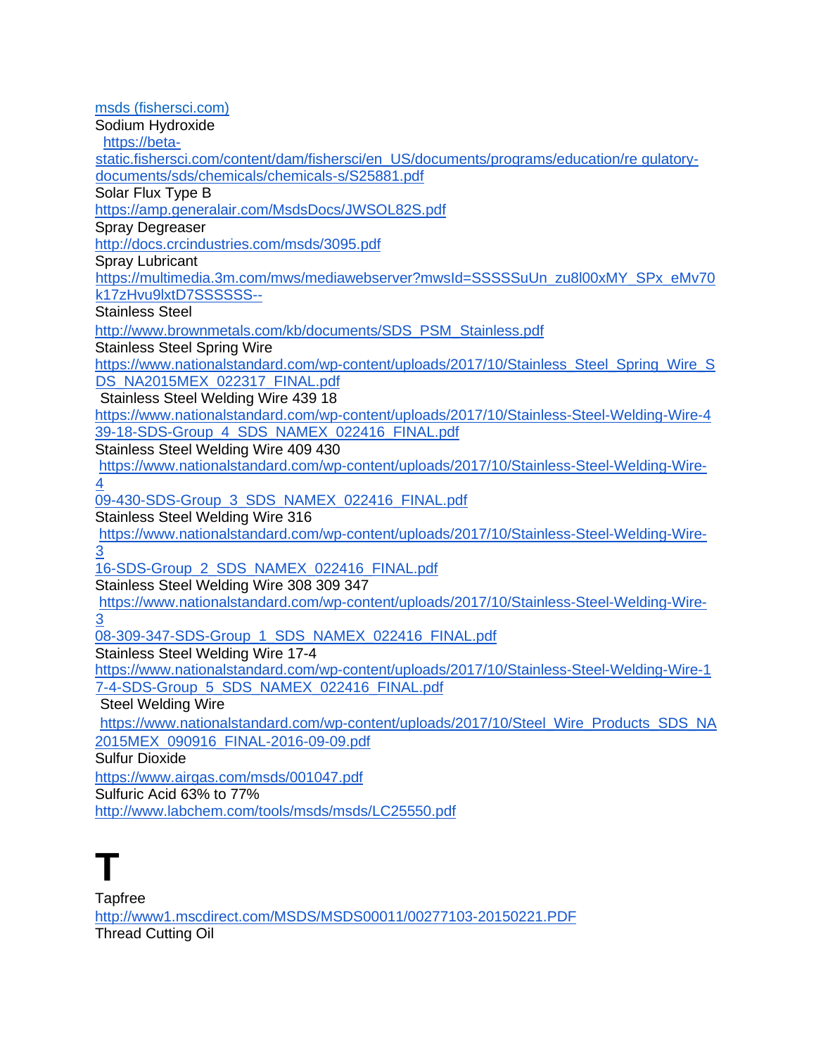msds (fishersci.com)

Sodium Hydroxide

https://beta-static.fishersci.com/content/dam/fishersci/en_US/documents/programs/education/re gulatory-documents/sds/chemicals/chemicals-s/S25881.pdf

Solar Flux Type B

https://amp.generalair.com/MsdsDocs/JWSOL82S.pdf

Spray Degreaser

http://docs.crcindustries.com/msds/3095.pdf

Spray Lubricant

https://multimedia.3m.com/mws/mediawebserver?mwsId=SSSSSuUn_zu8l00xMY_SPx_eMv70k17zHvu9lxtD7SSSSSS--

Stainless Steel

http://www.brownmetals.com/kb/documents/SDS_PSM_Stainless.pdf

Stainless Steel Spring Wire

https://www.nationalstandard.com/wp-content/uploads/2017/10/Stainless_Steel_Spring_Wire_SDS_NA2015MEX_022317_FINAL.pdf

Stainless Steel Welding Wire 439 18

https://www.nationalstandard.com/wp-content/uploads/2017/10/Stainless-Steel-Welding-Wire-439-18-SDS-Group_4_SDS_NAMEX_022416_FINAL.pdf

Stainless Steel Welding Wire 409 430

https://www.nationalstandard.com/wp-content/uploads/2017/10/Stainless-Steel-Welding-Wire-409-430-SDS-Group_3_SDS_NAMEX_022416_FINAL.pdf

Stainless Steel Welding Wire 316

https://www.nationalstandard.com/wp-content/uploads/2017/10/Stainless-Steel-Welding-Wire-316-SDS-Group_2_SDS_NAMEX_022416_FINAL.pdf

Stainless Steel Welding Wire 308 309 347

https://www.nationalstandard.com/wp-content/uploads/2017/10/Stainless-Steel-Welding-Wire-308-309-347-SDS-Group_1_SDS_NAMEX_022416_FINAL.pdf

Stainless Steel Welding Wire 17-4

https://www.nationalstandard.com/wp-content/uploads/2017/10/Stainless-Steel-Welding-Wire-17-4-SDS-Group_5_SDS_NAMEX_022416_FINAL.pdf

Steel Welding Wire

https://www.nationalstandard.com/wp-content/uploads/2017/10/Steel_Wire_Products_SDS_NA2015MEX_090916_FINAL-2016-09-09.pdf

Sulfur Dioxide

https://www.airgas.com/msds/001047.pdf

Sulfuric Acid 63% to 77%

http://www.labchem.com/tools/msds/msds/LC25550.pdf

# T

Tapfree

http://www1.mscdirect.com/MSDS/MSDS00011/00277103-20150221.PDF

Thread Cutting Oil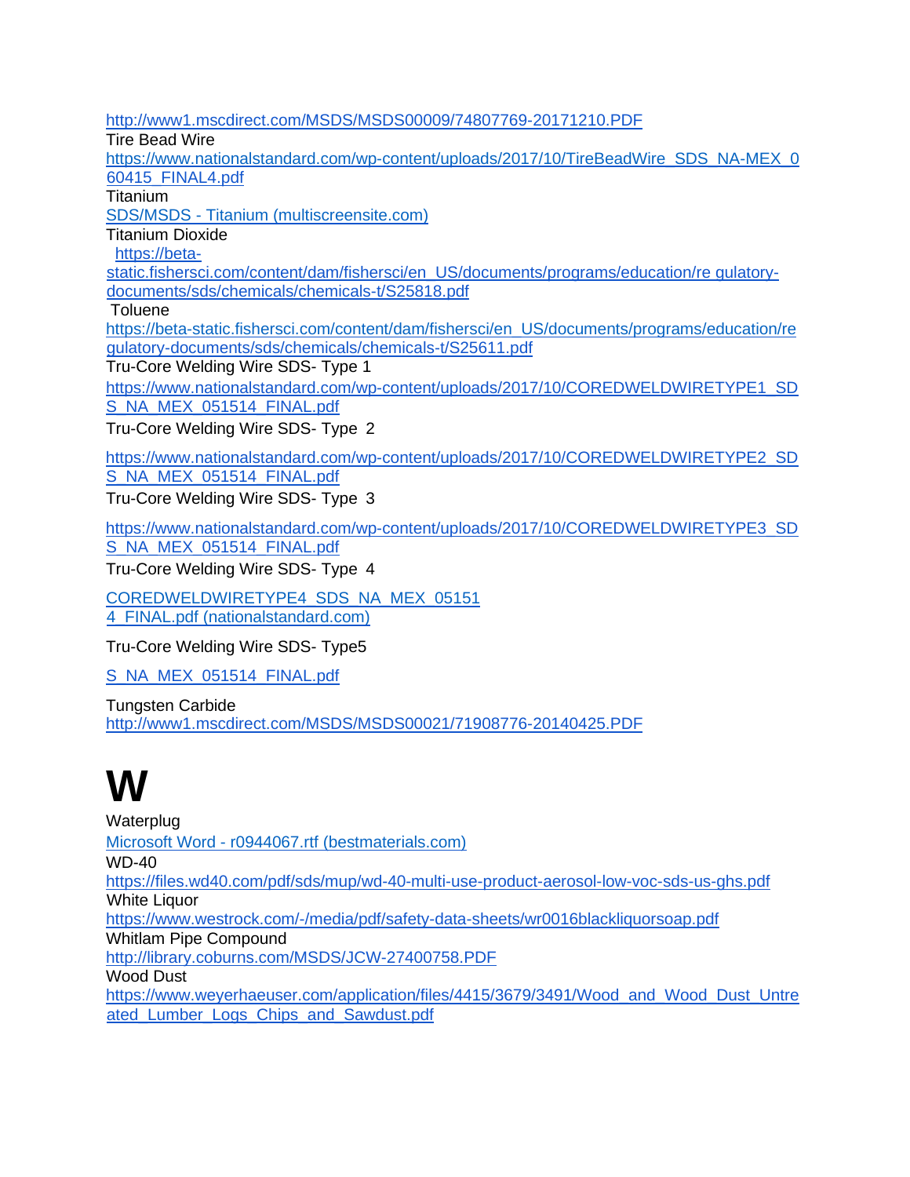http://www1.mscdirect.com/MSDS/MSDS00009/74807769-20171210.PDF

Tire Bead Wire

https://www.nationalstandard.com/wp-content/uploads/2017/10/TireBeadWire_SDS_NA-MEX_060415_FINAL4.pdf

Titanium

SDS/MSDS - Titanium (multiscreensite.com)

Titanium Dioxide

https://beta-static.fishersci.com/content/dam/fishersci/en_US/documents/programs/education/re gulatory-documents/sds/chemicals/chemicals-t/S25818.pdf

Toluene

https://beta-static.fishersci.com/content/dam/fishersci/en_US/documents/programs/education/regulatory-documents/sds/chemicals/chemicals-t/S25611.pdf

Tru-Core Welding Wire SDS- Type 1

https://www.nationalstandard.com/wp-content/uploads/2017/10/COREDWELDWIRETYPE1_SDS_NA_MEX_051514_FINAL.pdf

Tru-Core Welding Wire SDS- Type 2

https://www.nationalstandard.com/wp-content/uploads/2017/10/COREDWELDWIRETYPE2_SDS_NA_MEX_051514_FINAL.pdf

Tru-Core Welding Wire SDS- Type 3

https://www.nationalstandard.com/wp-content/uploads/2017/10/COREDWELDWIRETYPE3_SDS_NA_MEX_051514_FINAL.pdf

Tru-Core Welding Wire SDS- Type 4

COREDWELDWIRETYPE4_SDS_NA_MEX_051514_FINAL.pdf (nationalstandard.com)

Tru-Core Welding Wire SDS- Type5

S_NA_MEX_051514_FINAL.pdf

Tungsten Carbide

http://www1.mscdirect.com/MSDS/MSDS00021/71908776-20140425.PDF

# W

Waterplug

Microsoft Word - r0944067.rtf (bestmaterials.com)

WD-40

https://files.wd40.com/pdf/sds/mup/wd-40-multi-use-product-aerosol-low-voc-sds-us-ghs.pdf

White Liquor

https://www.westrock.com/-/media/pdf/safety-data-sheets/wr0016blackliquorsoap.pdf

Whitlam Pipe Compound

http://library.coburns.com/MSDS/JCW-27400758.PDF

Wood Dust

https://www.weyerhaeuser.com/application/files/4415/3679/3491/Wood_and_Wood_Dust_Untreated_Lumber_Logs_Chips_and_Sawdust.pdf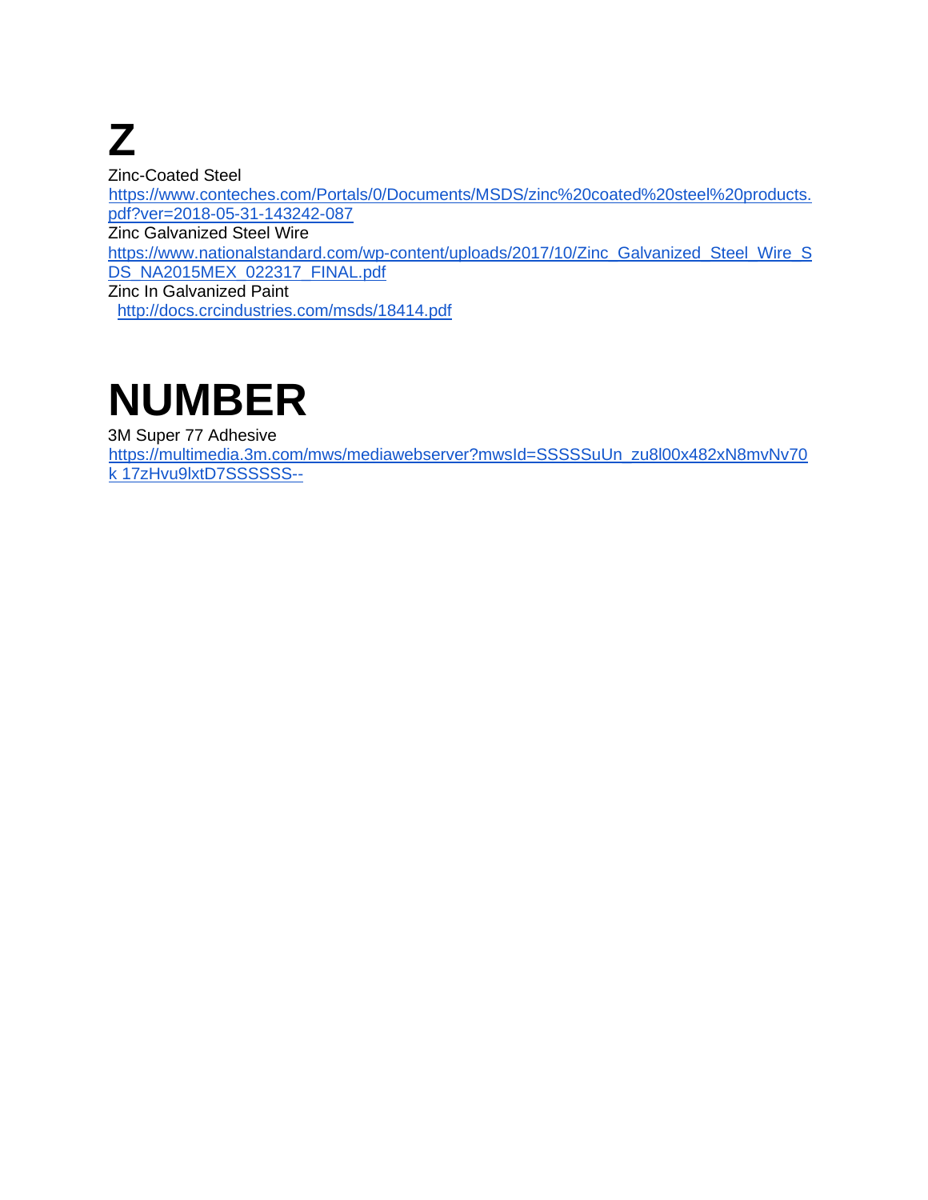# Z

Zinc-Coated Steel

https://www.conteches.com/Portals/0/Documents/MSDS/zinc%20coated%20steel%20products.pdf?ver=2018-05-31-143242-087

Zinc Galvanized Steel Wire

https://www.nationalstandard.com/wp-content/uploads/2017/10/Zinc_Galvanized_Steel_Wire_SDS_NA2015MEX_022317_FINAL.pdf

Zinc In Galvanized Paint

http://docs.crcindustries.com/msds/18414.pdf

# NUMBER

3M Super 77 Adhesive

https://multimedia.3m.com/mws/mediawebserver?mwsId=SSSSSuUn_zu8l00x482xN8mvNv70k17zHvu9lxtD7SSSSSS--